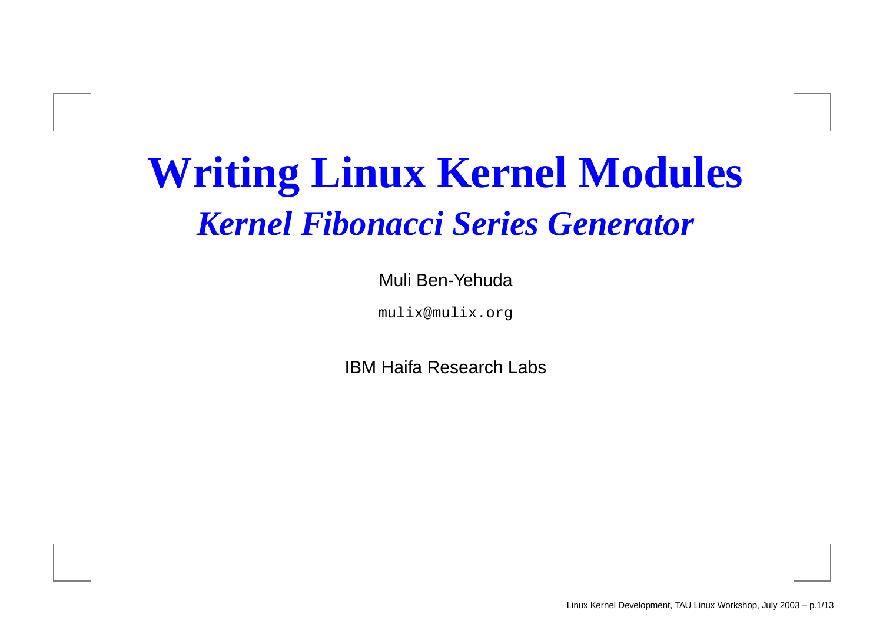# Writing Linux Kernel Modules

## *Kernel Fibonacci Series Generator*

Muli Ben-Yehuda

`mulix@mulix.org`

IBM Haifa Research Labs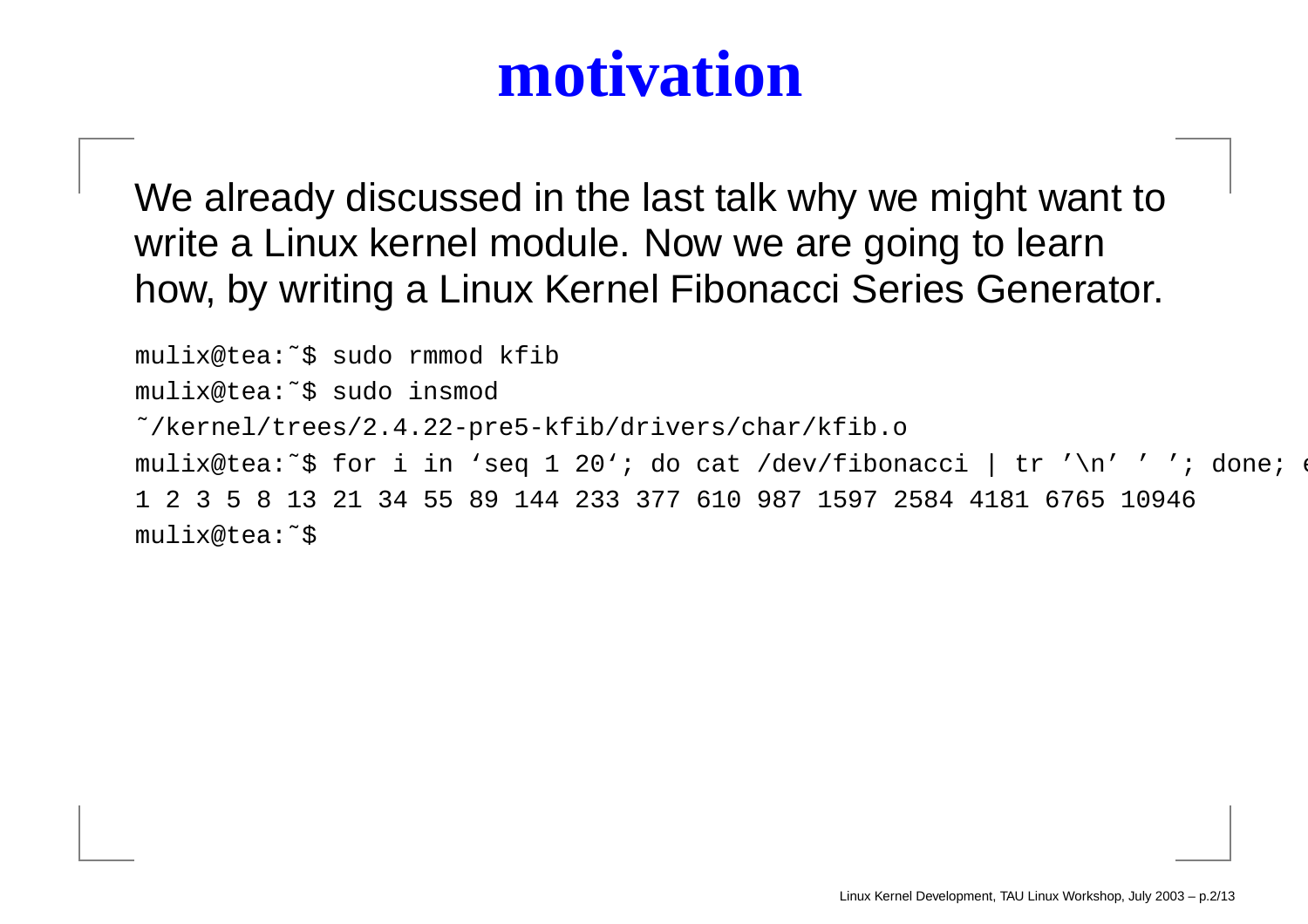# motivation

We already discussed in the last talk why we might want to write a Linux kernel module. Now we are going to learn how, by writing a Linux Kernel Fibonacci Series Generator.

```
mulix@tea:˜$ sudo rmmod kfib
mulix@tea:˜$ sudo insmod
˜/kernel/trees/2.4.22-pre5-kfib/drivers/char/kfib.o
mulix@tea:˜$ for i in ‘seq 1 20‘; do cat /dev/fibonacci | tr ’\n’ ’ ’; done; e
1 2 3 5 8 13 21 34 55 89 144 233 377 610 987 1597 2584 4181 6765 10946
mulix@tea:˜$
```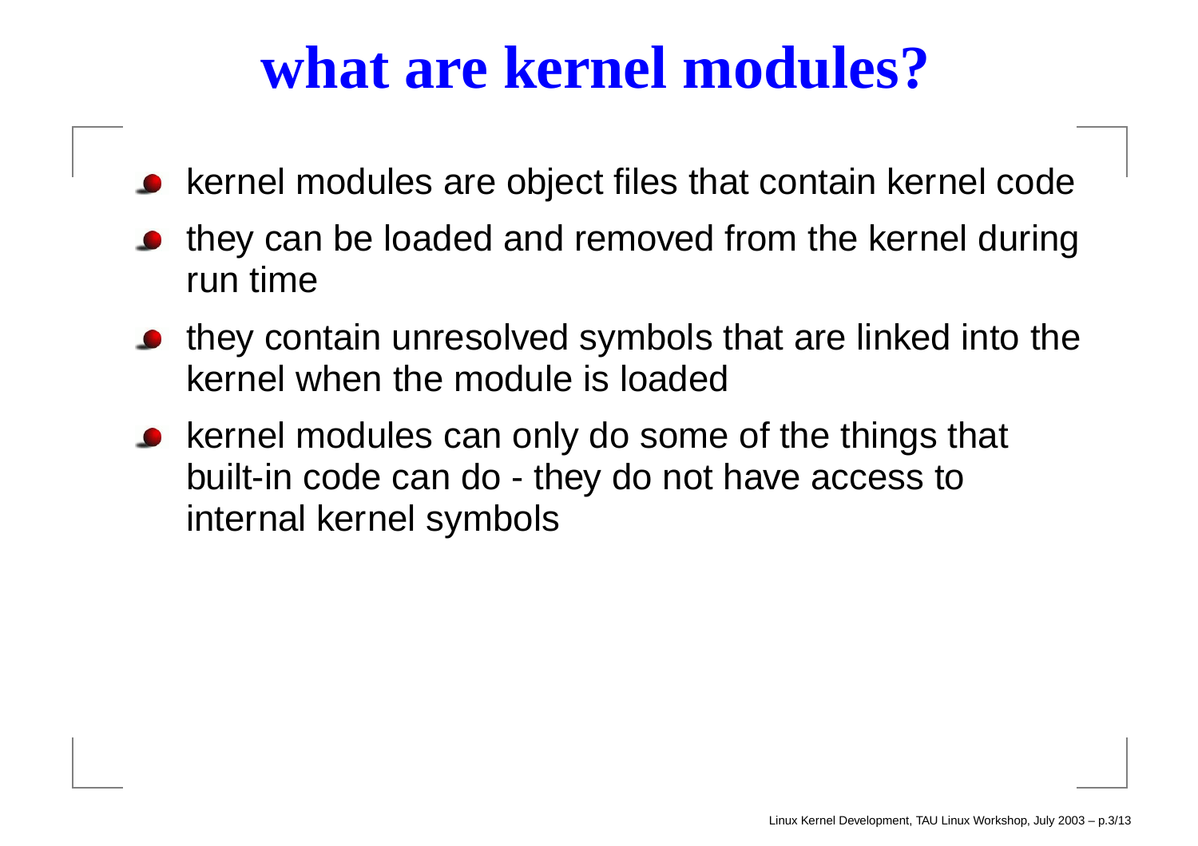# what are kernel modules?

- kernel modules are object files that contain kernel code
- they can be loaded and removed from the kernel during run time
- they contain unresolved symbols that are linked into the kernel when the module is loaded
- kernel modules can only do some of the things that built-in code can do - they do not have access to internal kernel symbols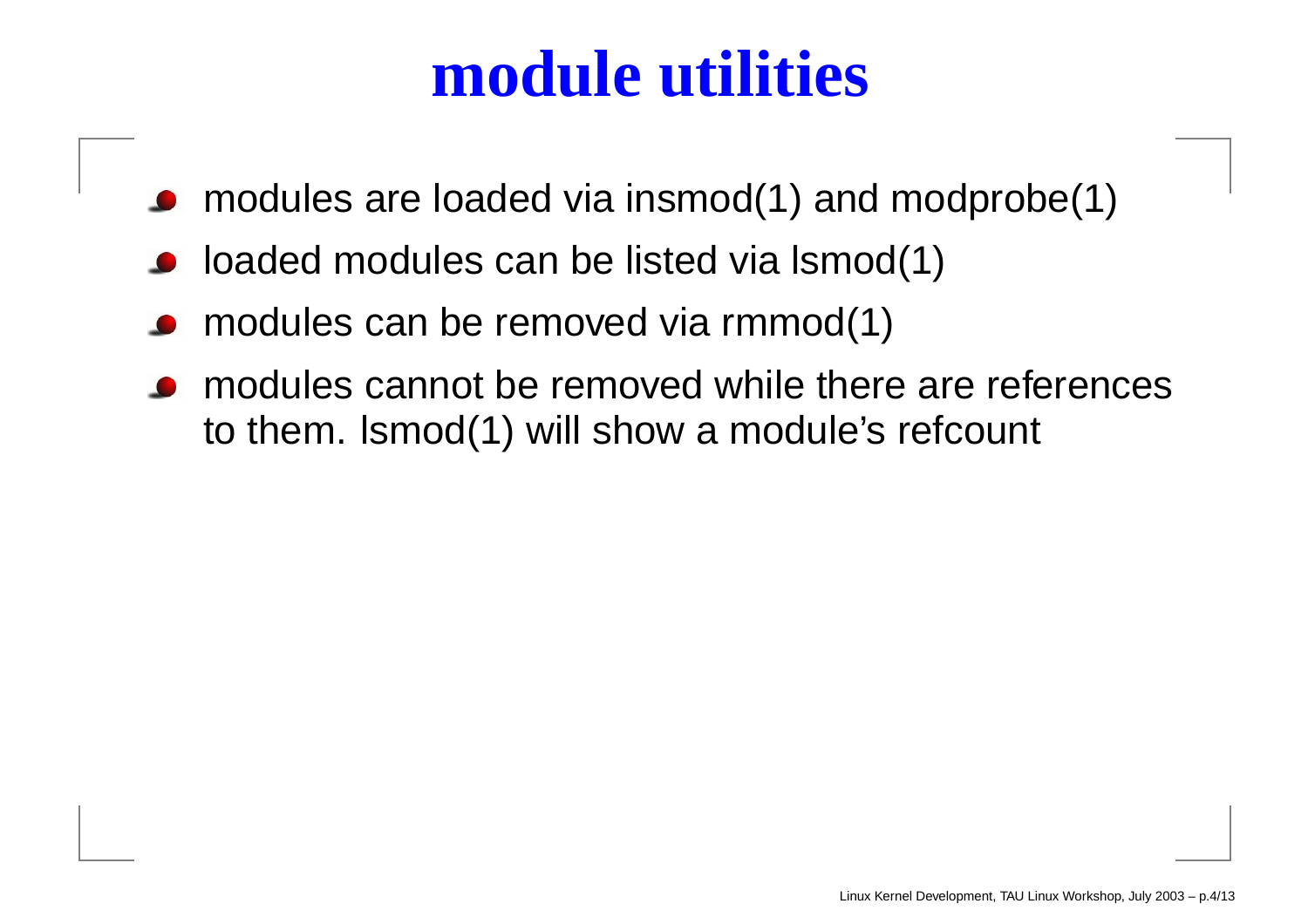# module utilities

- modules are loaded via insmod(1) and modprobe(1)
- loaded modules can be listed via lsmod(1)
- modules can be removed via rmmod(1)
- modules cannot be removed while there are references to them. lsmod(1) will show a module's refcount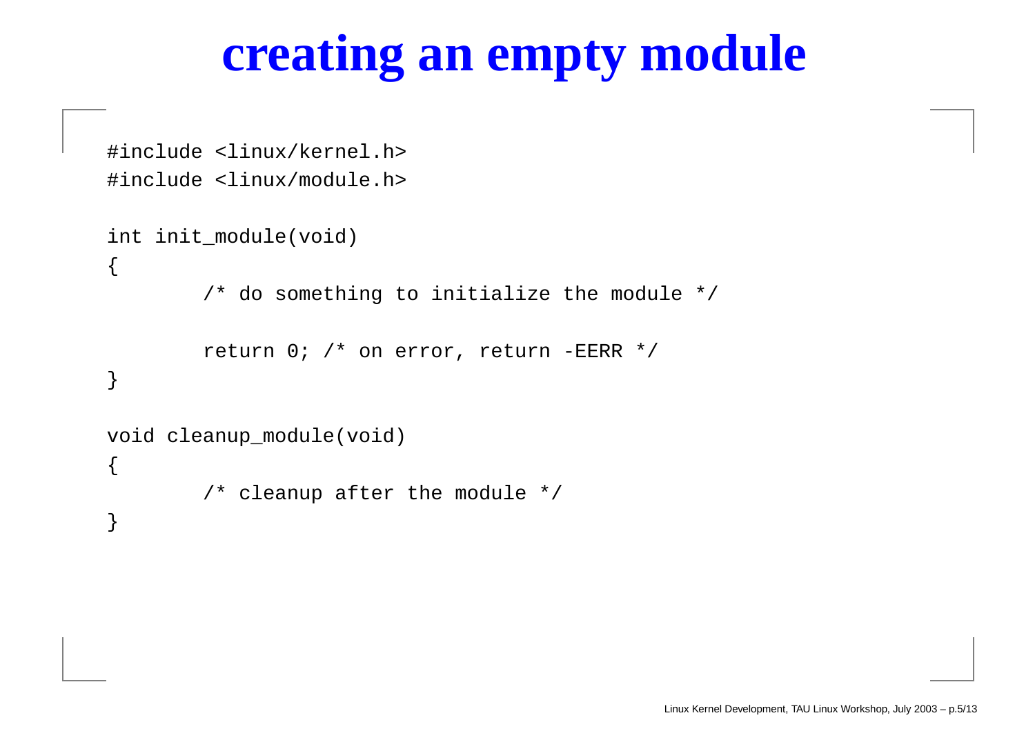# creating an empty module

```
#include <linux/kernel.h>
#include <linux/module.h>

int init_module(void)
{
        /* do something to initialize the module */

        return 0; /* on error, return -EERR */
}

void cleanup_module(void)
{
        /* cleanup after the module */
}
```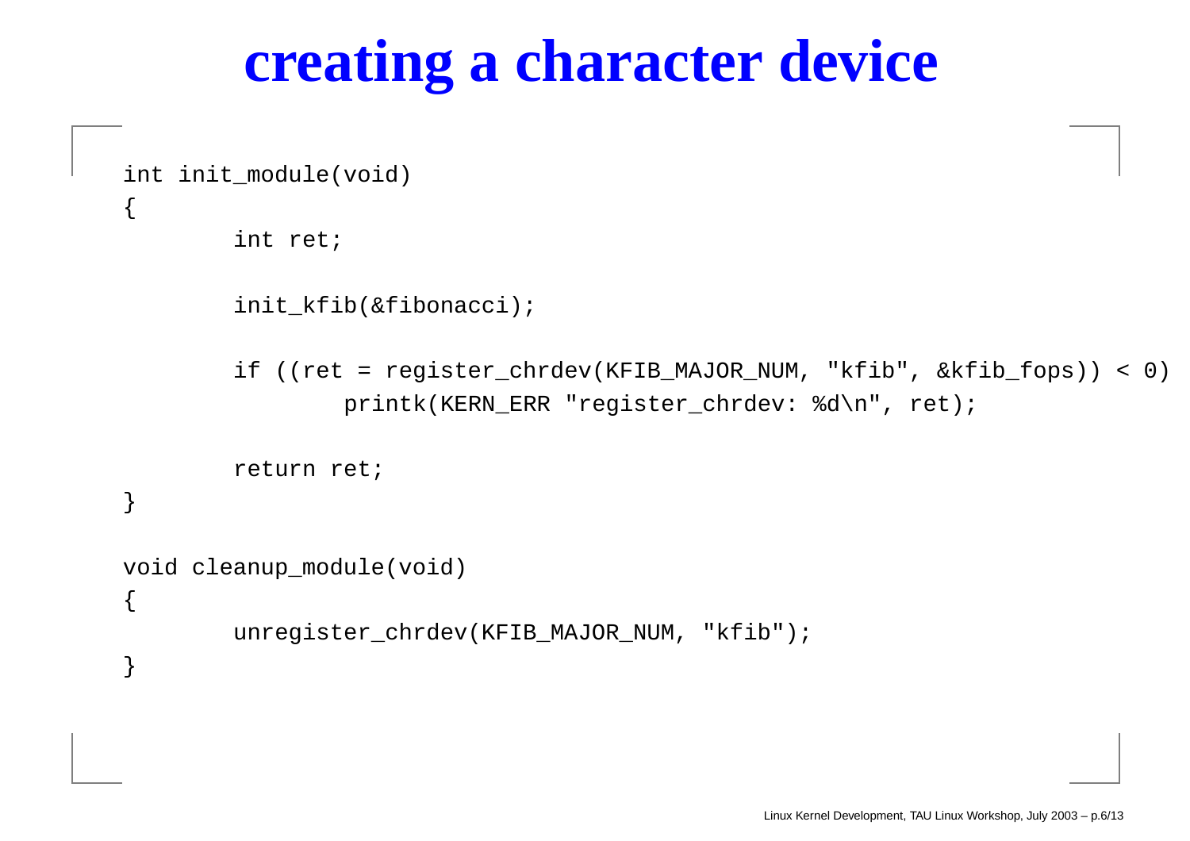# creating a character device

```
int init_module(void)
{
        int ret;

        init_kfib(&fibonacci);

        if ((ret = register_chrdev(KFIB_MAJOR_NUM, "kfib", &kfib_fops)) < 0)
                printk(KERN_ERR "register_chrdev: %d\n", ret);

        return ret;
}

void cleanup_module(void)
{
        unregister_chrdev(KFIB_MAJOR_NUM, "kfib");
}
```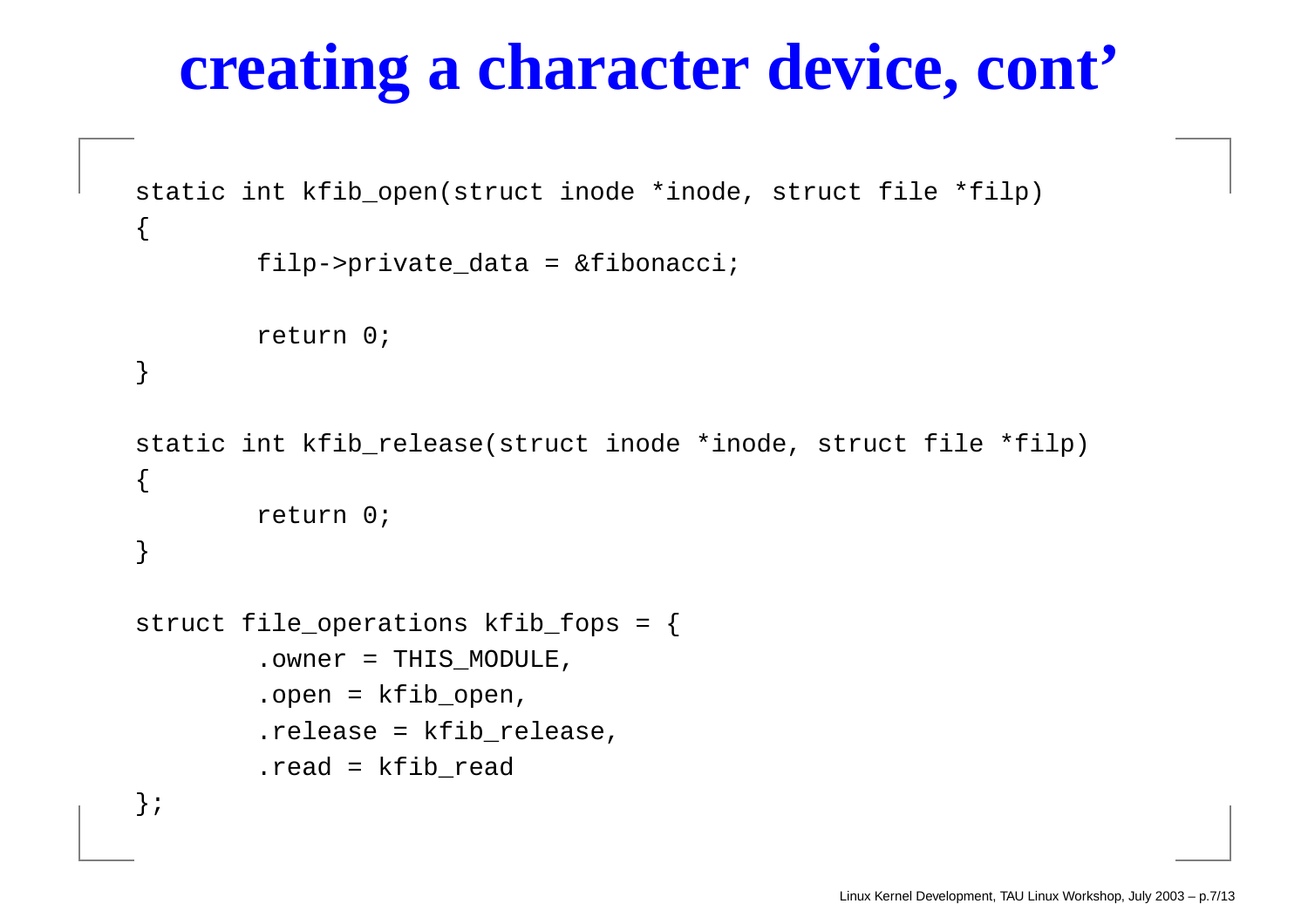# creating a character device, cont'

```
static int kfib_open(struct inode *inode, struct file *filp)
{
        filp->private_data = &fibonacci;

        return 0;
}

static int kfib_release(struct inode *inode, struct file *filp)
{
        return 0;
}

struct file_operations kfib_fops = {
        .owner = THIS_MODULE,
        .open = kfib_open,
        .release = kfib_release,
        .read = kfib_read
};
```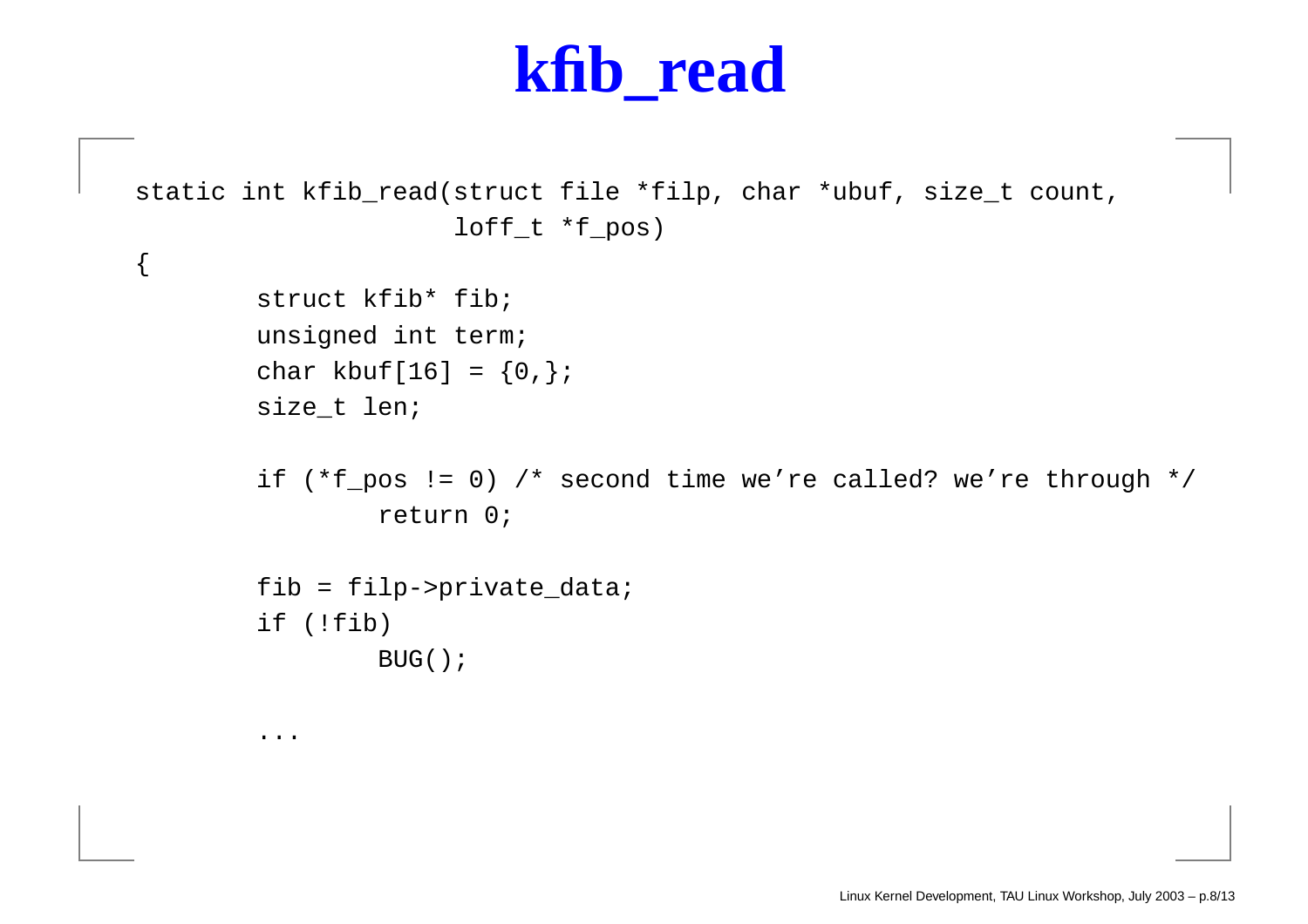# kfib_read

```
static int kfib_read(struct file *filp, char *ubuf, size_t count,
                     loff_t *f_pos)
{
        struct kfib* fib;
        unsigned int term;
        char kbuf[16] = {0,};
        size_t len;

        if (*f_pos != 0) /* second time we're called? we're through */
                return 0;

        fib = filp->private_data;
        if (!fib)
                BUG();

        ...
```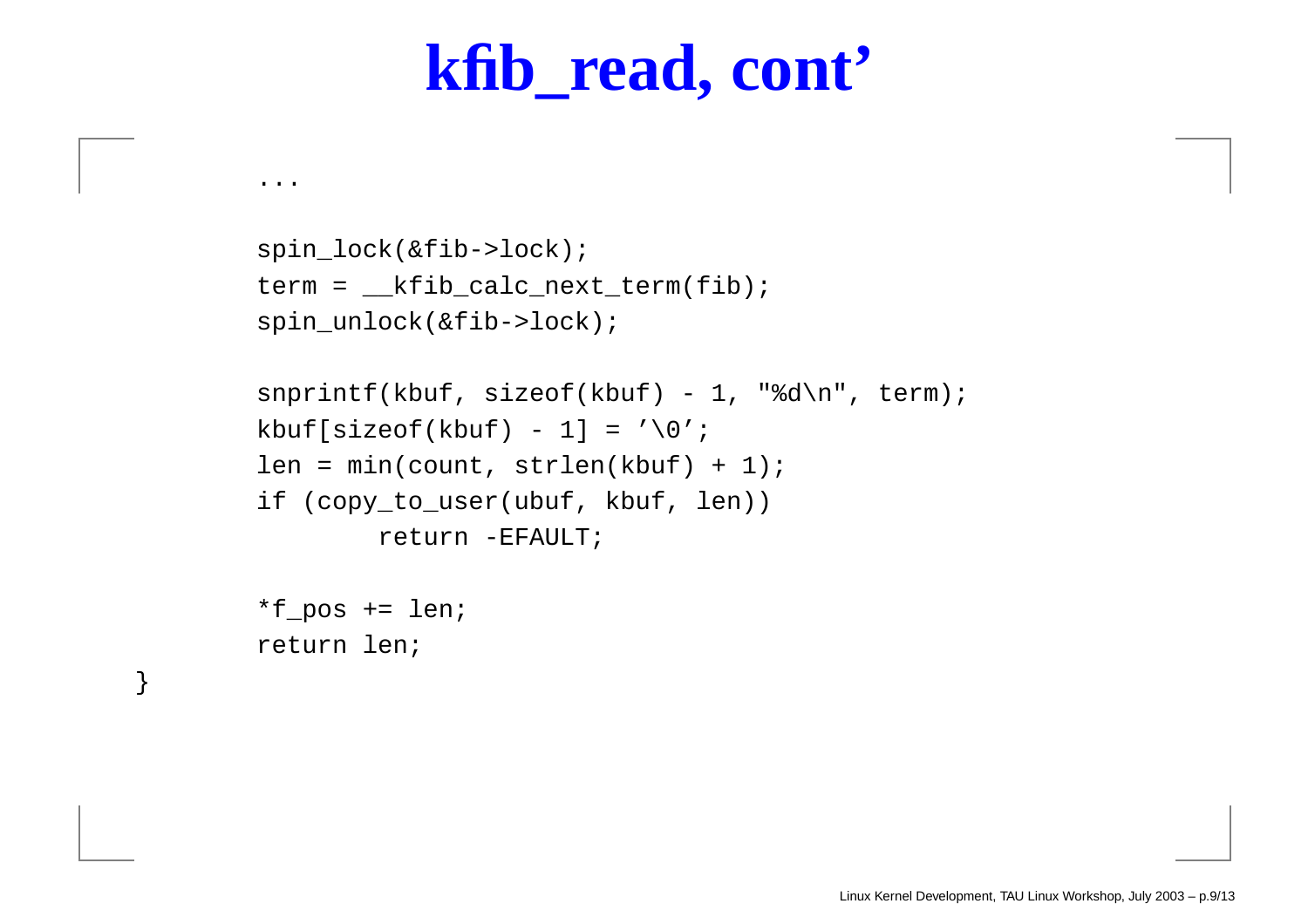# kfib_read, cont'

```
        ...

        spin_lock(&fib->lock);
        term = __kfib_calc_next_term(fib);
        spin_unlock(&fib->lock);

        snprintf(kbuf, sizeof(kbuf) - 1, "%d\n", term);
        kbuf[sizeof(kbuf) - 1] = '\0';
        len = min(count, strlen(kbuf) + 1);
        if (copy_to_user(ubuf, kbuf, len))
                return -EFAULT;

        *f_pos += len;
        return len;
}
```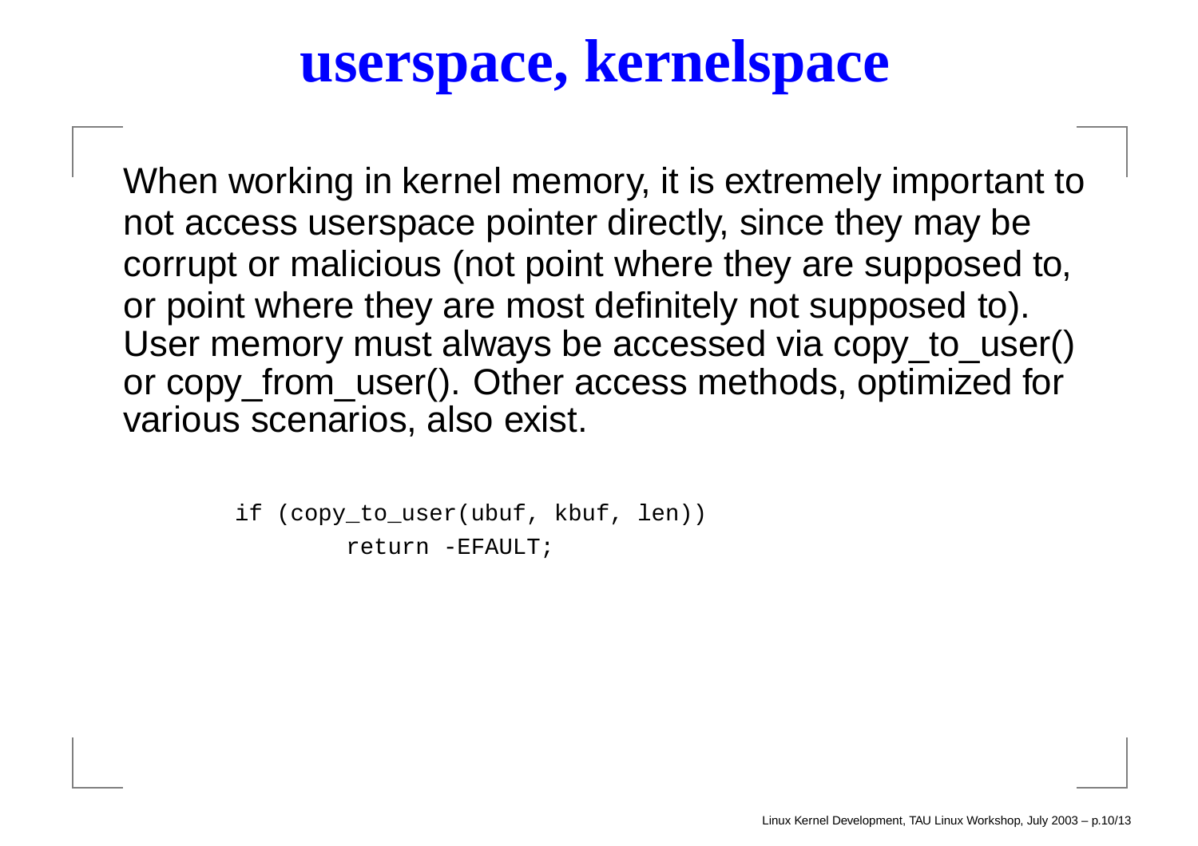# userspace, kernelspace

When working in kernel memory, it is extremely important to not access userspace pointer directly, since they may be corrupt or malicious (not point where they are supposed to, or point where they are most definitely not supposed to). User memory must always be accessed via copy_to_user() or copy_from_user(). Other access methods, optimized for various scenarios, also exist.

```
if (copy_to_user(ubuf, kbuf, len))
        return -EFAULT;
```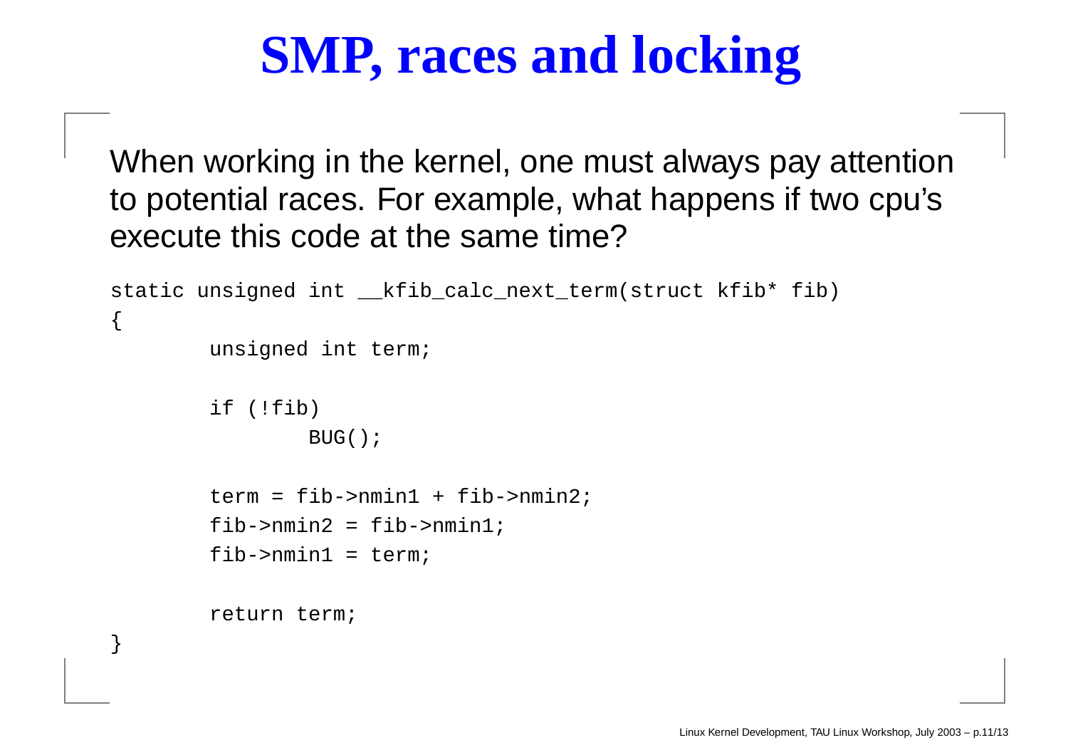# SMP, races and locking

When working in the kernel, one must always pay attention to potential races. For example, what happens if two cpu's execute this code at the same time?

```
static unsigned int __kfib_calc_next_term(struct kfib* fib)
{
        unsigned int term;

        if (!fib)
                BUG();

        term = fib->nmin1 + fib->nmin2;
        fib->nmin2 = fib->nmin1;
        fib->nmin1 = term;

        return term;
}
```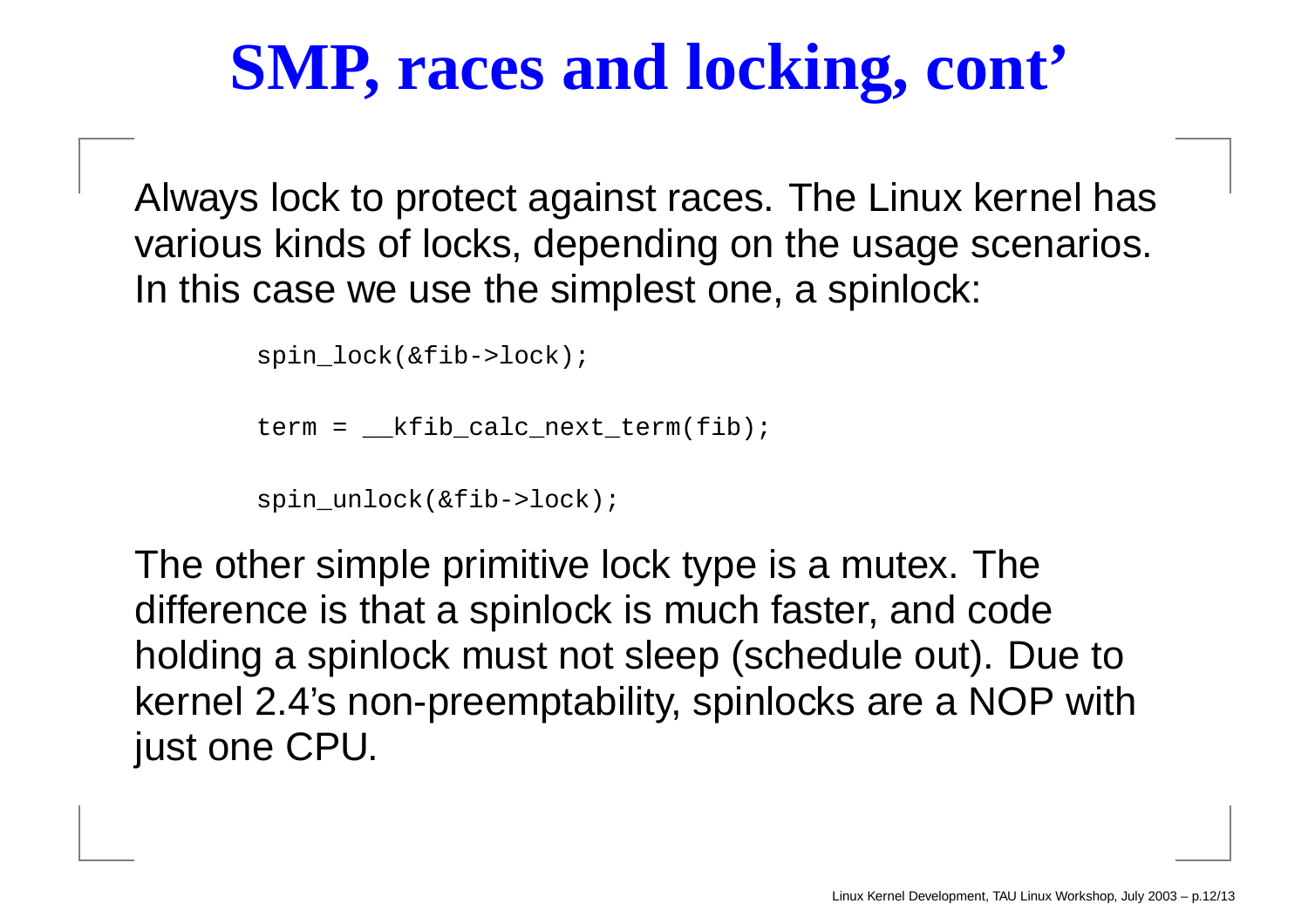# SMP, races and locking, cont'

Always lock to protect against races. The Linux kernel has various kinds of locks, depending on the usage scenarios. In this case we use the simplest one, a spinlock:

```
spin_lock(&fib->lock);

term = __kfib_calc_next_term(fib);

spin_unlock(&fib->lock);
```

The other simple primitive lock type is a mutex. The difference is that a spinlock is much faster, and code holding a spinlock must not sleep (schedule out). Due to kernel 2.4's non-preemptability, spinlocks are a NOP with just one CPU.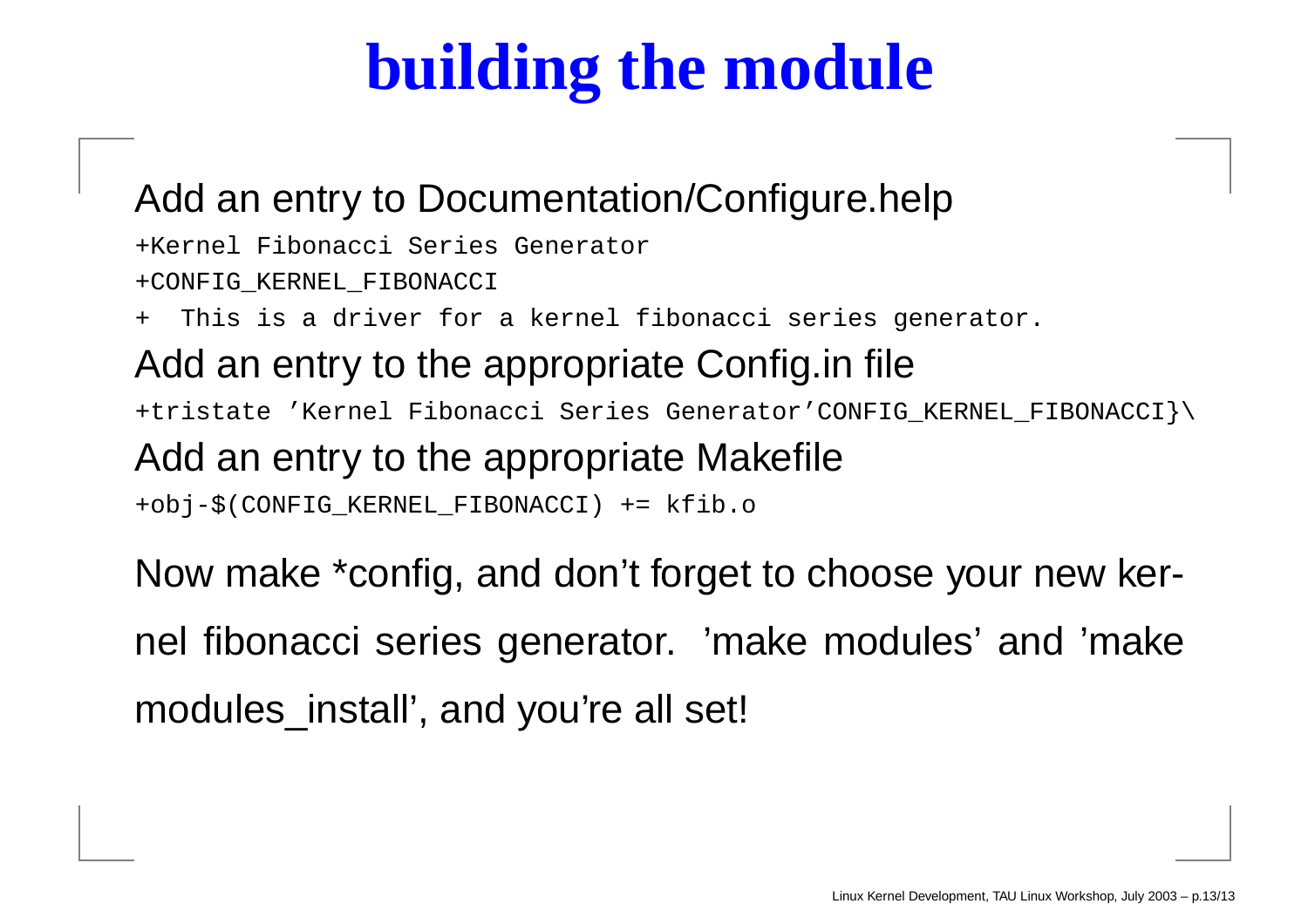# building the module

Add an entry to Documentation/Configure.help

```
+Kernel Fibonacci Series Generator
+CONFIG_KERNEL_FIBONACCI
+  This is a driver for a kernel fibonacci series generator.
```

Add an entry to the appropriate Config.in file

```
+tristate 'Kernel Fibonacci Series Generator'CONFIG_KERNEL_FIBONACCI}\
```

Add an entry to the appropriate Makefile

```
+obj-$(CONFIG_KERNEL_FIBONACCI) += kfib.o
```

Now make *config, and don't forget to choose your new kernel fibonacci series generator. 'make modules' and 'make modules_install', and you're all set!